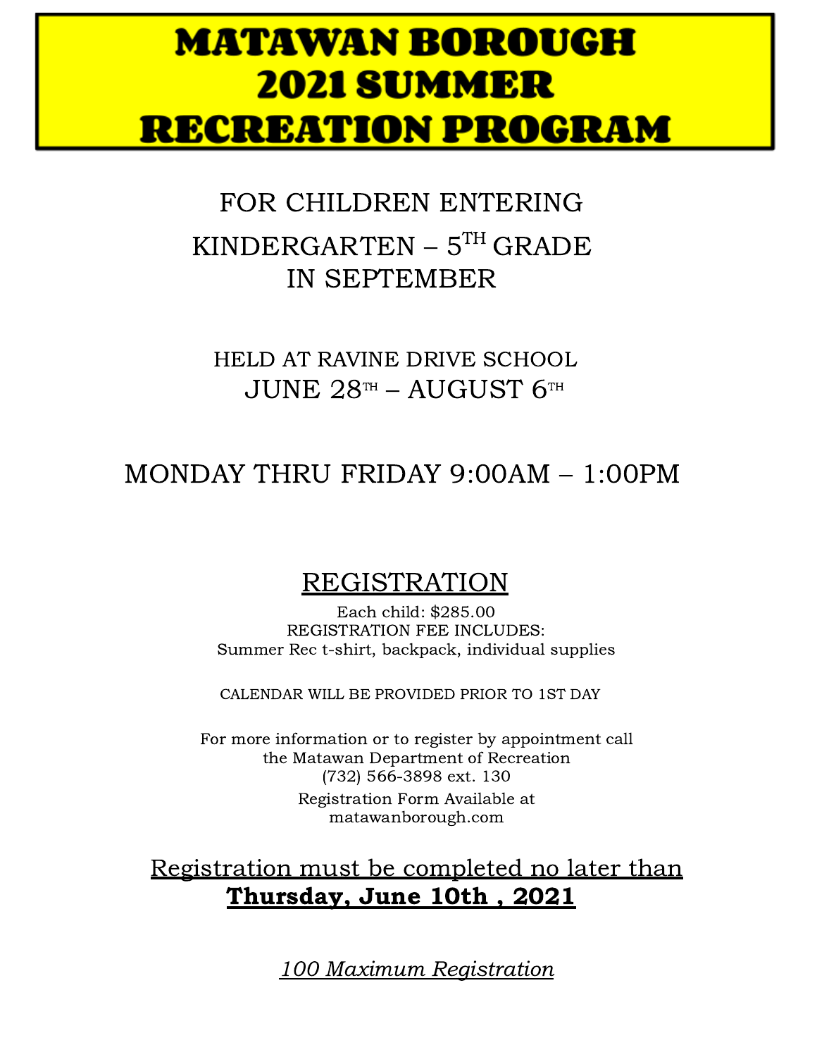# MATAWAN BOROUGH 2021 SUMMER RECREATION PROGRAM

FOR CHILDREN ENTERING

KINDERGARTEN – 5TH GRADE

IN SEPTEMBER

HELD AT RAVINE DRIVE SCHOOL

JUNE 28TH – AUGUST 6TH

MONDAY THRU FRIDAY 9:00AM – 1:00PM

## REGISTRATION

Each child: $285.00

REGISTRATION FEE INCLUDES:

Summer Rec t-shirt, backpack, individual supplies

CALENDAR WILL BE PROVIDED PRIOR TO 1ST DAY

For more information or to register by appointment call the Matawan Department of Recreation (732) 566-3898 ext. 130

Registration Form Available at matawanborough.com

Registration must be completed no later than **Thursday, June 10th , 2021**

*100 Maximum Registration*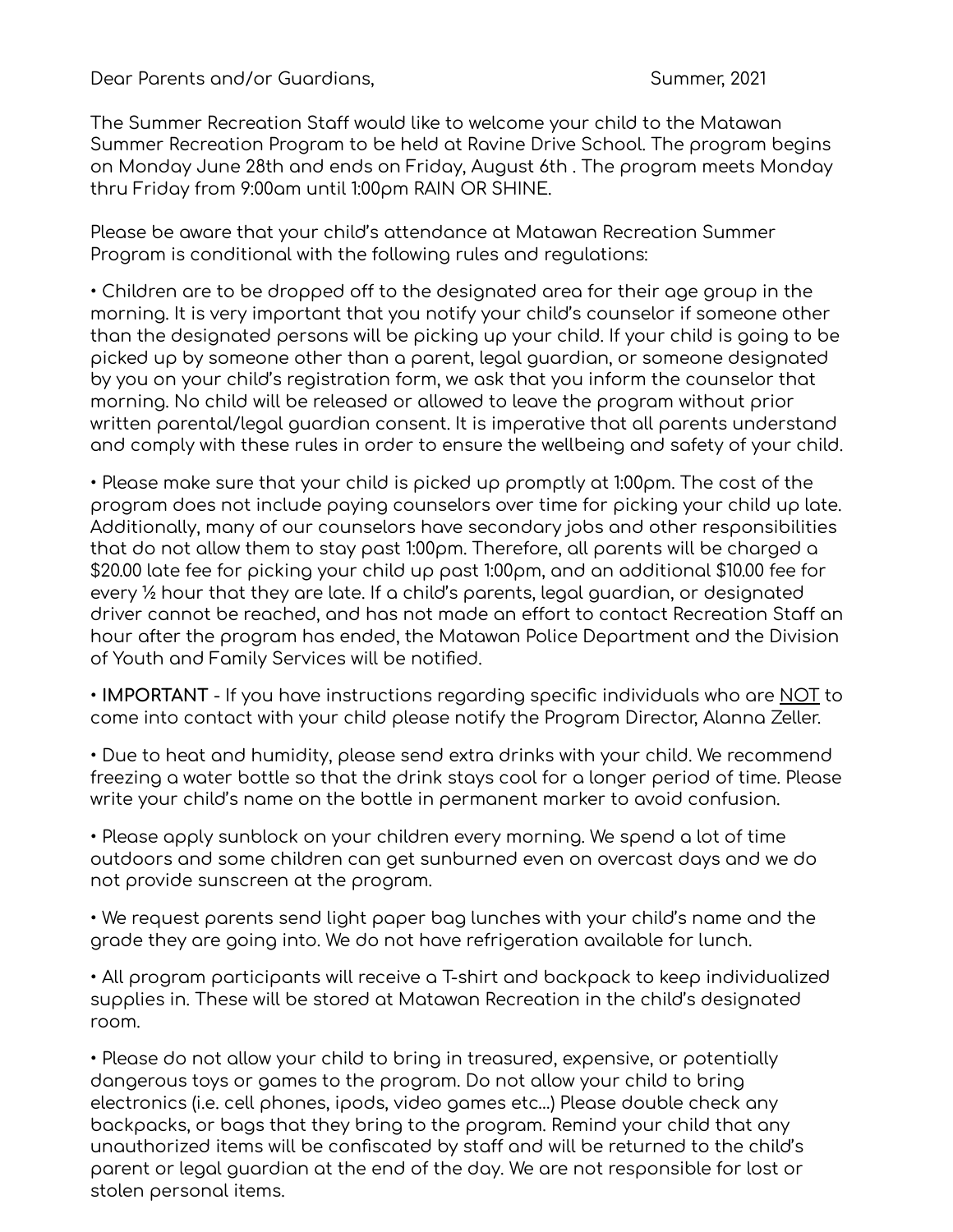Dear Parents and/or Guardians, Summer, 2021

The Summer Recreation Staff would like to welcome your child to the Matawan Summer Recreation Program to be held at Ravine Drive School. The program begins on Monday June 28th and ends on Friday, August 6th . The program meets Monday thru Friday from 9:00am until 1:00pm RAIN OR SHINE.

Please be aware that your child's attendance at Matawan Recreation Summer Program is conditional with the following rules and regulations:

• Children are to be dropped off to the designated area for their age group in the morning. It is very important that you notify your child's counselor if someone other than the designated persons will be picking up your child. If your child is going to be picked up by someone other than a parent, legal guardian, or someone designated by you on your child's registration form, we ask that you inform the counselor that morning. No child will be released or allowed to leave the program without prior written parental/legal guardian consent. It is imperative that all parents understand and comply with these rules in order to ensure the wellbeing and safety of your child.

• Please make sure that your child is picked up promptly at 1:00pm. The cost of the program does not include paying counselors over time for picking your child up late. Additionally, many of our counselors have secondary jobs and other responsibilities that do not allow them to stay past 1:00pm. Therefore, all parents will be charged a $20.00 late fee for picking your child up past 1:00pm, and an additional $10.00 fee for every ½ hour that they are late. If a child's parents, legal guardian, or designated driver cannot be reached, and has not made an effort to contact Recreation Staff an hour after the program has ended, the Matawan Police Department and the Division of Youth and Family Services will be notified.

• **IMPORTANT** - If you have instructions regarding specific individuals who are <u>NOT</u> to come into contact with your child please notify the Program Director, Alanna Zeller.

• Due to heat and humidity, please send extra drinks with your child. We recommend freezing a water bottle so that the drink stays cool for a longer period of time. Please write your child's name on the bottle in permanent marker to avoid confusion.

• Please apply sunblock on your children every morning. We spend a lot of time outdoors and some children can get sunburned even on overcast days and we do not provide sunscreen at the program.

• We request parents send light paper bag lunches with your child's name and the grade they are going into. We do not have refrigeration available for lunch.

• All program participants will receive a T-shirt and backpack to keep individualized supplies in. These will be stored at Matawan Recreation in the child's designated room.

• Please do not allow your child to bring in treasured, expensive, or potentially dangerous toys or games to the program. Do not allow your child to bring electronics (i.e. cell phones, ipods, video games etc...) Please double check any backpacks, or bags that they bring to the program. Remind your child that any unauthorized items will be confiscated by staff and will be returned to the child's parent or legal guardian at the end of the day. We are not responsible for lost or stolen personal items.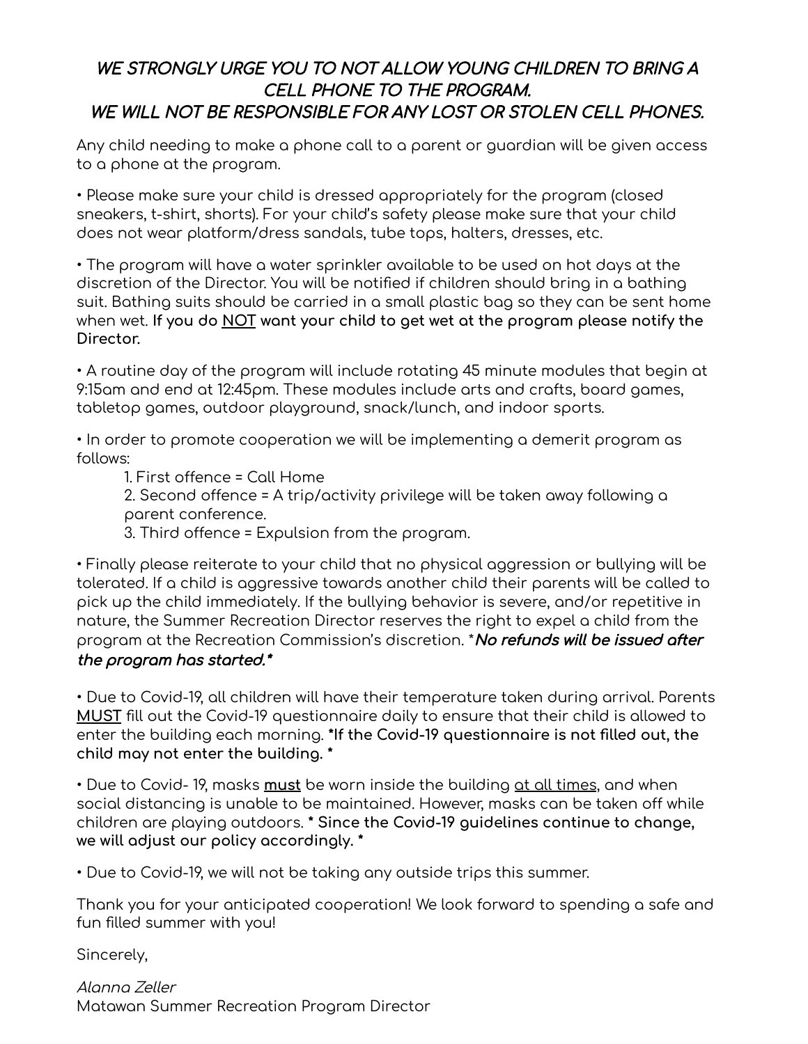***WE STRONGLY URGE YOU TO NOT ALLOW YOUNG CHILDREN TO BRING A CELL PHONE TO THE PROGRAM.***
***WE WILL NOT BE RESPONSIBLE FOR ANY LOST OR STOLEN CELL PHONES.***

Any child needing to make a phone call to a parent or guardian will be given access to a phone at the program.

• Please make sure your child is dressed appropriately for the program (closed sneakers, t-shirt, shorts). For your child's safety please make sure that your child does not wear platform/dress sandals, tube tops, halters, dresses, etc.

• The program will have a water sprinkler available to be used on hot days at the discretion of the Director. You will be notified if children should bring in a bathing suit. Bathing suits should be carried in a small plastic bag so they can be sent home when wet. **If you do <u>NOT</u> want your child to get wet at the program please notify the Director.**

• A routine day of the program will include rotating 45 minute modules that begin at 9:15am and end at 12:45pm. These modules include arts and crafts, board games, tabletop games, outdoor playground, snack/lunch, and indoor sports.

• In order to promote cooperation we will be implementing a demerit program as follows:

1. First offence = Call Home
2. Second offence = A trip/activity privilege will be taken away following a parent conference.
3. Third offence = Expulsion from the program.

• Finally please reiterate to your child that no physical aggression or bullying will be tolerated. If a child is aggressive towards another child their parents will be called to pick up the child immediately. If the bullying behavior is severe, and/or repetitive in nature, the Summer Recreation Director reserves the right to expel a child from the program at the Recreation Commission's discretion. ****No refunds will be issued after the program has started.****

• Due to Covid-19, all children will have their temperature taken during arrival. Parents <u>MUST</u> fill out the Covid-19 questionnaire daily to ensure that their child is allowed to enter the building each morning. ***If the Covid-19 questionnaire is not filled out, the child may not enter the building. ***

• Due to Covid- 19, masks <u>**must**</u> be worn inside the building <u>at all times</u>, and when social distancing is unable to be maintained. However, masks can be taken off while children are playing outdoors. **\* Since the Covid-19 guidelines continue to change, we will adjust our policy accordingly. \***

• Due to Covid-19, we will not be taking any outside trips this summer.

Thank you for your anticipated cooperation! We look forward to spending a safe and fun filled summer with you!

Sincerely,

*Alanna Zeller*
Matawan Summer Recreation Program Director